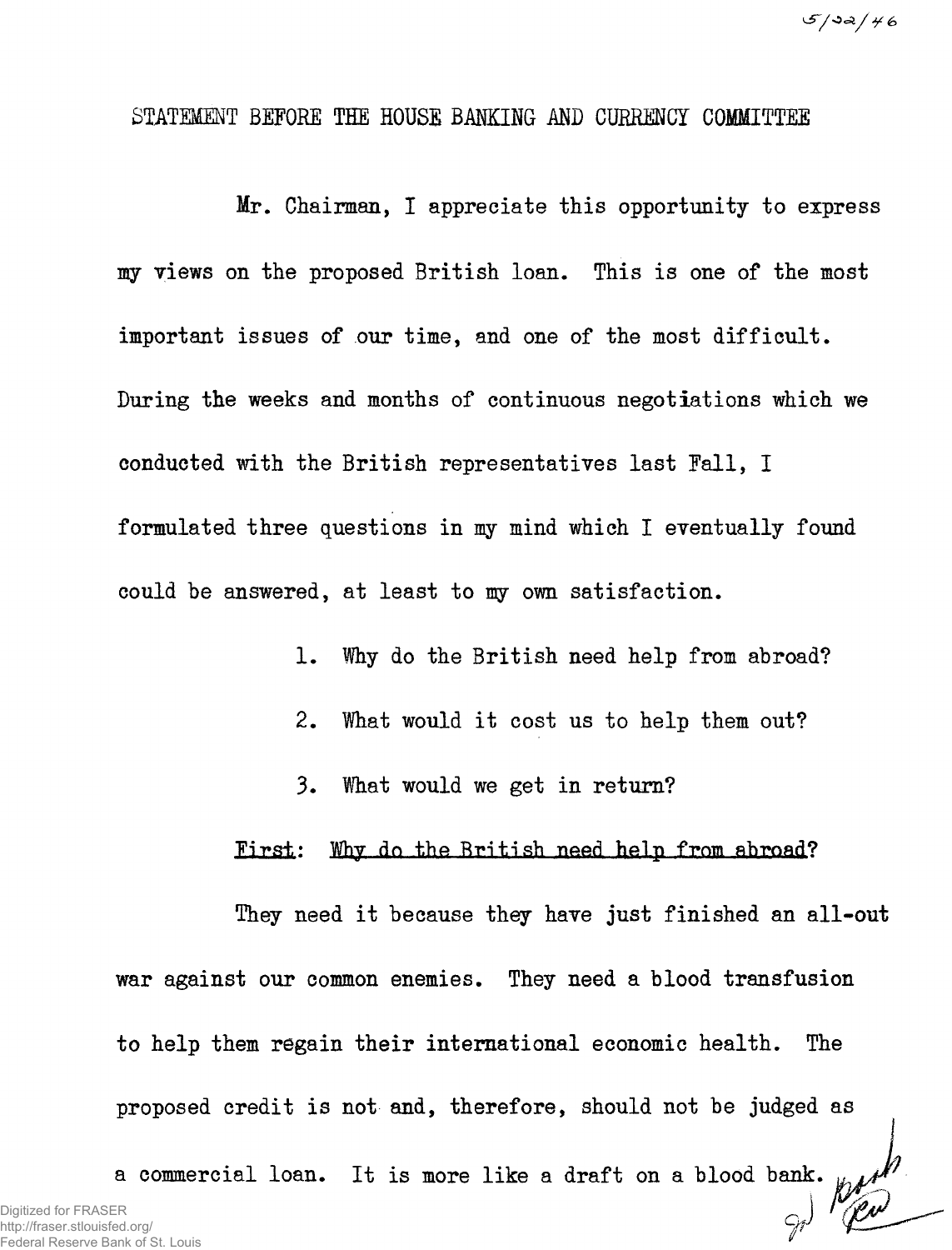5/22/46

# STATEMENT BEFORE THE HOUSE BANKING AND CURRENCY COMMITTEE

Mr. Chairman, I appreciate this opportunity to express my views on the proposed British loan. This is one of the most important issues of our time, and one of the most difficult. During the weeks and months of continuous negotiations which we conducted with the British representatives last Fall, I formulated three questions in my mind which I eventually found could be answered, at least to my own satisfaction.

1. Why do the British need help from abroad?
2. What would it cost us to help them out?
3. What would we get in return?

<u>First</u>: <u>Why do the British need help from abroad</u>?

They need it because they have just finished an all-out war against our common enemies. They need a blood transfusion to help them regain their international economic health. The proposed credit is not and, therefore, should not be judged as a commercial loan. It is more like a draft on a blood bank.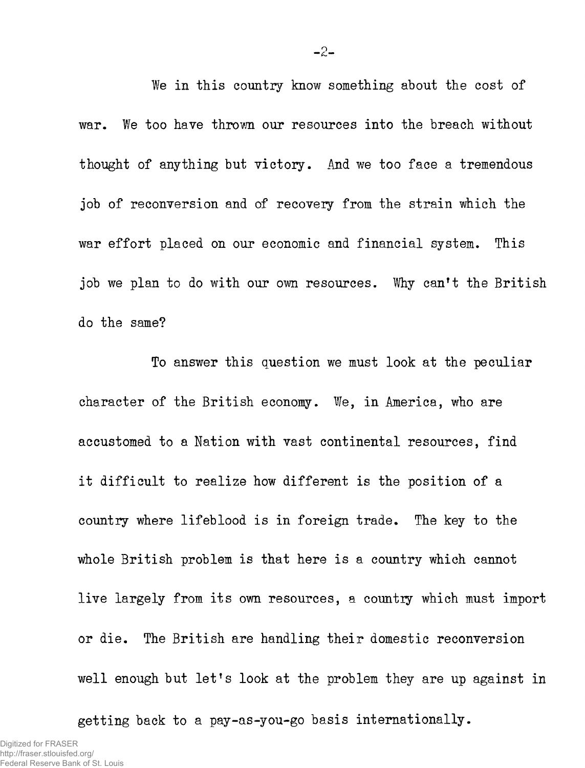We in this country know something about the cost of war. We too have thrown our resources into the breach without thought of anything but victory. And we too face a tremendous job of reconversion and of recovery from the strain which the war effort placed on our economic and financial system. This job we plan to do with our own resources. Why can't the British do the same?

To answer this question we must look at the peculiar character of the British economy. We, in America, who are accustomed to a Nation with vast continental resources, find it difficult to realize how different is the position of a country where lifeblood is in foreign trade. The key to the whole British problem is that here is a country which cannot live largely from its own resources, a country which must import or die. The British are handling their domestic reconversion well enough but let's look at the problem they are up against in getting back to a pay-as-you-go basis internationally.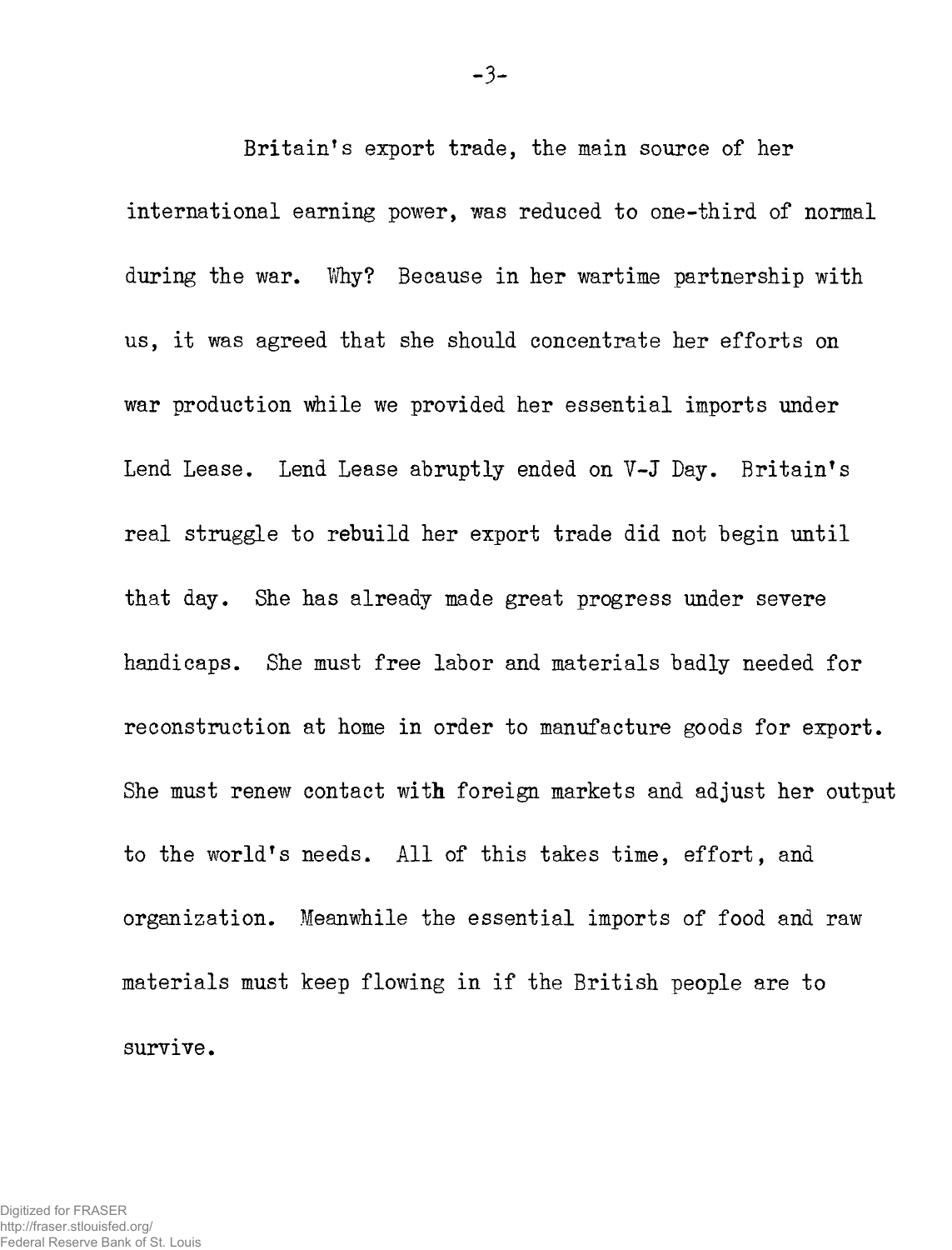Britain's export trade, the main source of her international earning power, was reduced to one-third of normal during the war. Why? Because in her wartime partnership with us, it was agreed that she should concentrate her efforts on war production while we provided her essential imports under Lend Lease. Lend Lease abruptly ended on V-J Day. Britain's real struggle to rebuild her export trade did not begin until that day. She has already made great progress under severe handicaps. She must free labor and materials badly needed for reconstruction at home in order to manufacture goods for export. She must renew contact with foreign markets and adjust her output to the world's needs. All of this takes time, effort, and organization. Meanwhile the essential imports of food and raw materials must keep flowing in if the British people are to survive.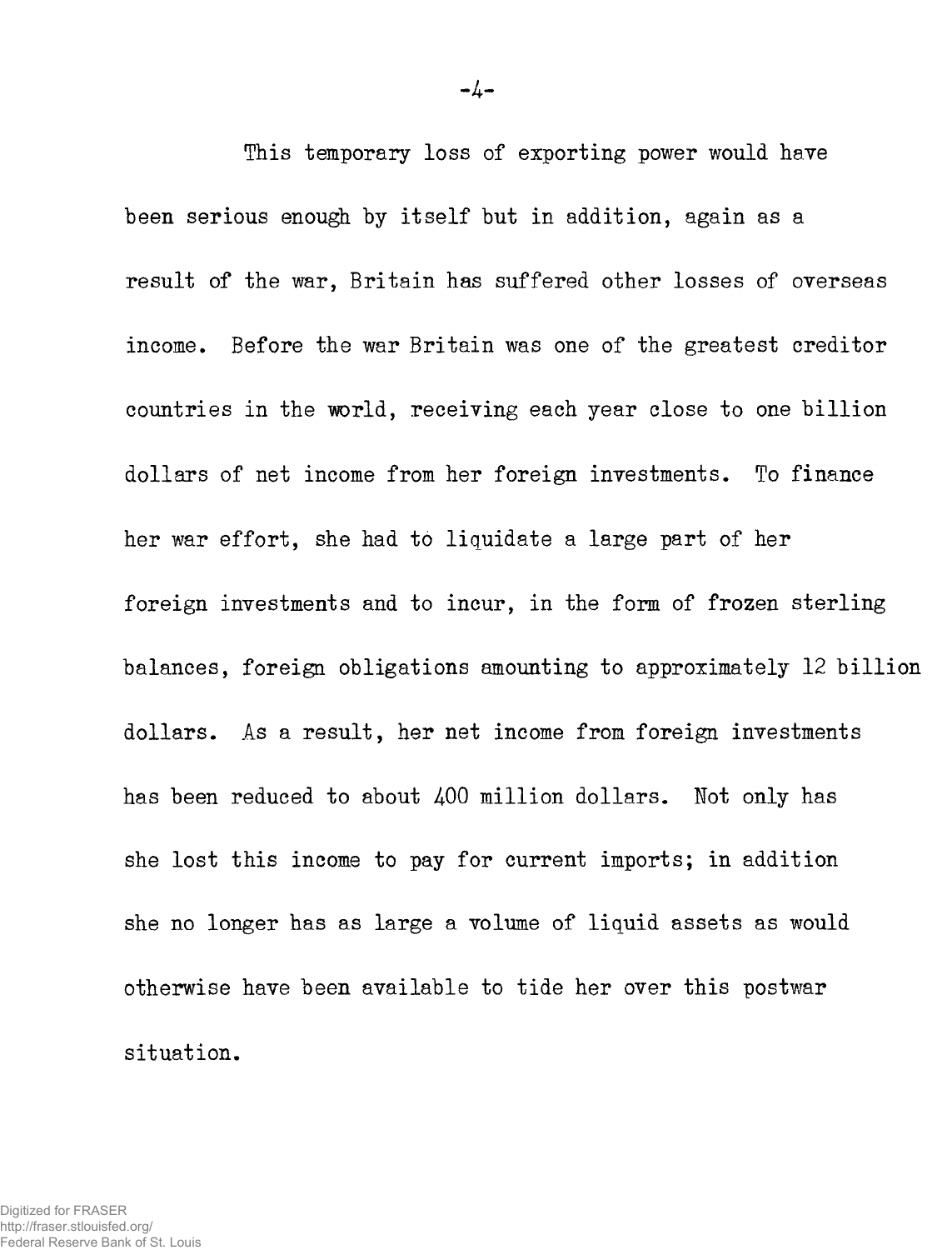This temporary loss of exporting power would have been serious enough by itself but in addition, again as a result of the war, Britain has suffered other losses of overseas income. Before the war Britain was one of the greatest creditor countries in the world, receiving each year close to one billion dollars of net income from her foreign investments. To finance her war effort, she had to liquidate a large part of her foreign investments and to incur, in the form of frozen sterling balances, foreign obligations amounting to approximately 12 billion dollars. As a result, her net income from foreign investments has been reduced to about 400 million dollars. Not only has she lost this income to pay for current imports; in addition she no longer has as large a volume of liquid assets as would otherwise have been available to tide her over this postwar situation.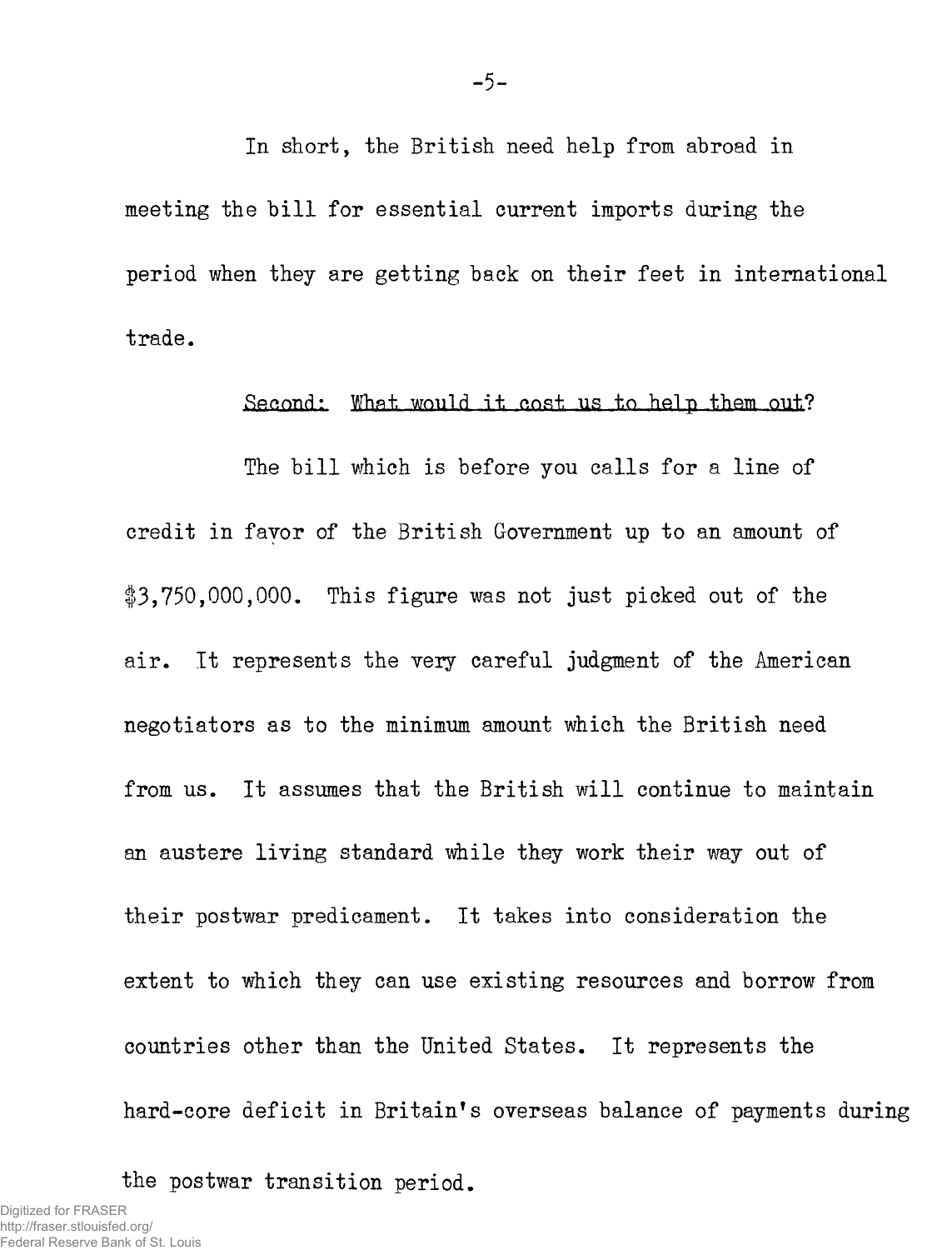In short, the British need help from abroad in meeting the bill for essential current imports during the period when they are getting back on their feet in international trade.

Second: What would it cost us to help them out?

The bill which is before you calls for a line of credit in favor of the British Government up to an amount of $3,750,000,000. This figure was not just picked out of the air. It represents the very careful judgment of the American negotiators as to the minimum amount which the British need from us. It assumes that the British will continue to maintain an austere living standard while they work their way out of their postwar predicament. It takes into consideration the extent to which they can use existing resources and borrow from countries other than the United States. It represents the hard-core deficit in Britain's overseas balance of payments during the postwar transition period.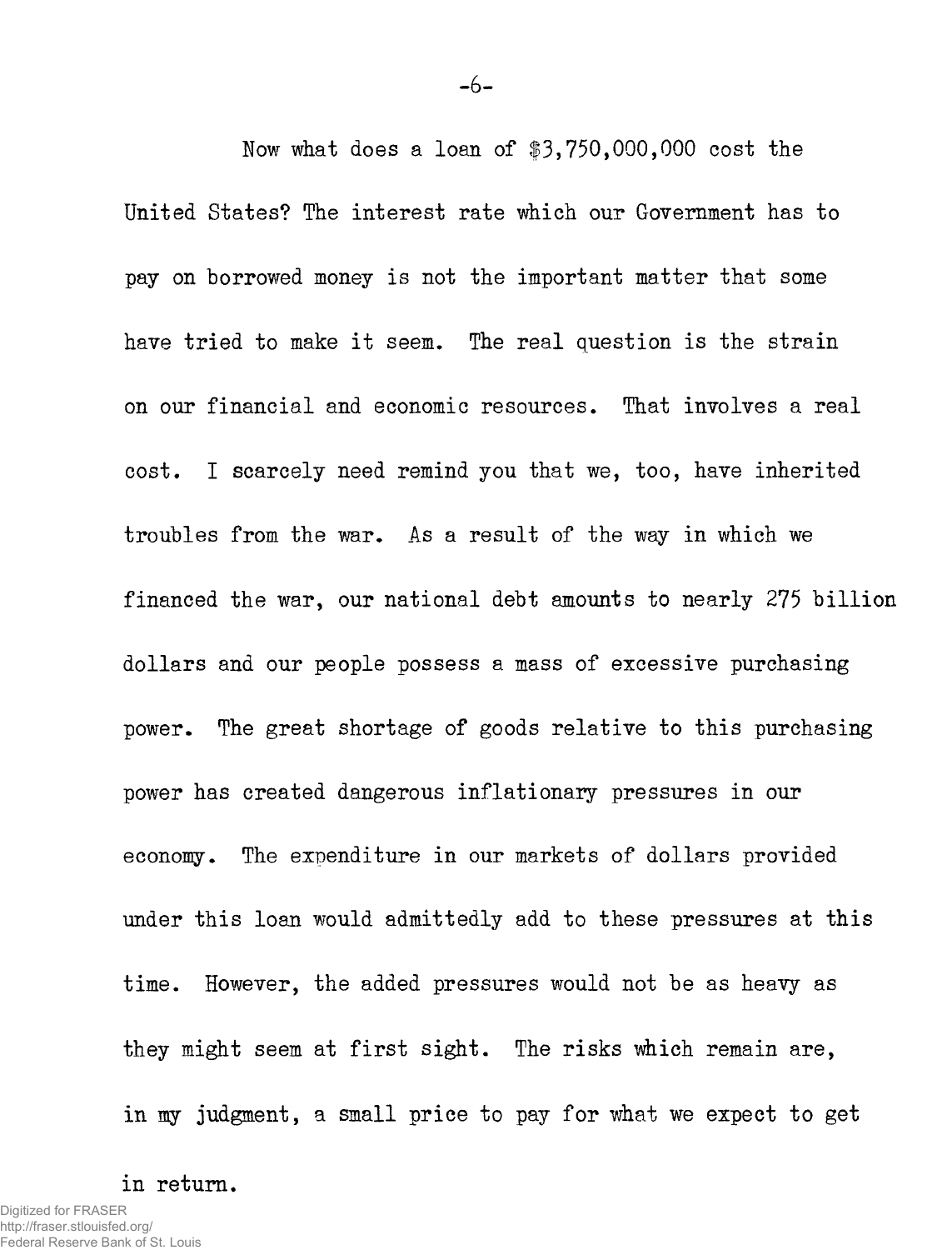Now what does a loan of $3,750,000,000 cost the United States? The interest rate which our Government has to pay on borrowed money is not the important matter that some have tried to make it seem. The real question is the strain on our financial and economic resources. That involves a real cost. I scarcely need remind you that we, too, have inherited troubles from the war. As a result of the way in which we financed the war, our national debt amounts to nearly 275 billion dollars and our people possess a mass of excessive purchasing power. The great shortage of goods relative to this purchasing power has created dangerous inflationary pressures in our economy. The expenditure in our markets of dollars provided under this loan would admittedly add to these pressures at this time. However, the added pressures would not be as heavy as they might seem at first sight. The risks which remain are, in my judgment, a small price to pay for what we expect to get in return.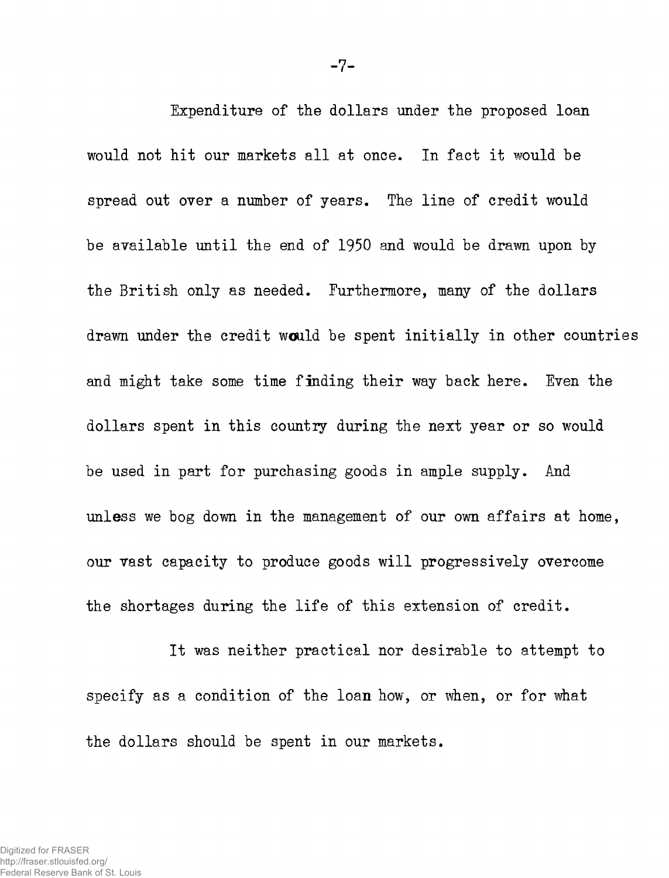Expenditure of the dollars under the proposed loan would not hit our markets all at once. In fact it would be spread out over a number of years. The line of credit would be available until the end of 1950 and would be drawn upon by the British only as needed. Furthermore, many of the dollars drawn under the credit would be spent initially in other countries and might take some time finding their way back here. Even the dollars spent in this country during the next year or so would be used in part for purchasing goods in ample supply. And unless we bog down in the management of our own affairs at home, our vast capacity to produce goods will progressively overcome the shortages during the life of this extension of credit.

It was neither practical nor desirable to attempt to specify as a condition of the loan how, or when, or for what the dollars should be spent in our markets.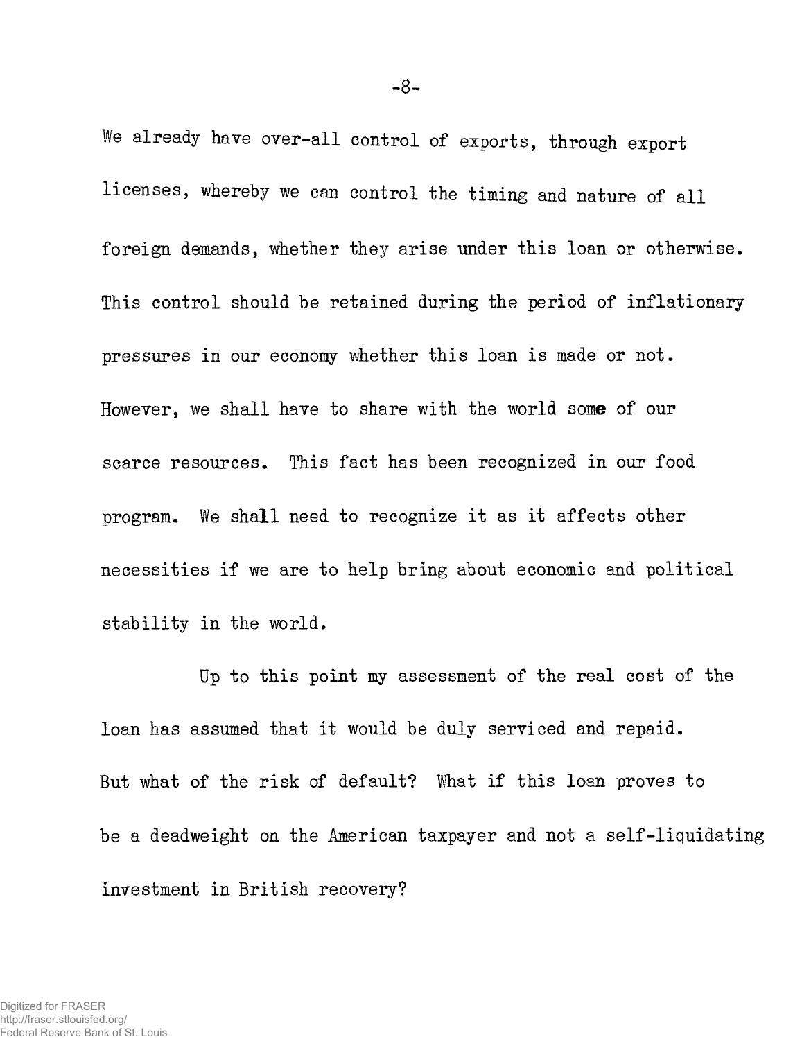We already have over-all control of exports, through export licenses, whereby we can control the timing and nature of all foreign demands, whether they arise under this loan or otherwise. This control should be retained during the period of inflationary pressures in our economy whether this loan is made or not. However, we shall have to share with the world some of our scarce resources. This fact has been recognized in our food program. We shall need to recognize it as it affects other necessities if we are to help bring about economic and political stability in the world.

Up to this point my assessment of the real cost of the loan has assumed that it would be duly serviced and repaid. But what of the risk of default? What if this loan proves to be a deadweight on the American taxpayer and not a self-liquidating investment in British recovery?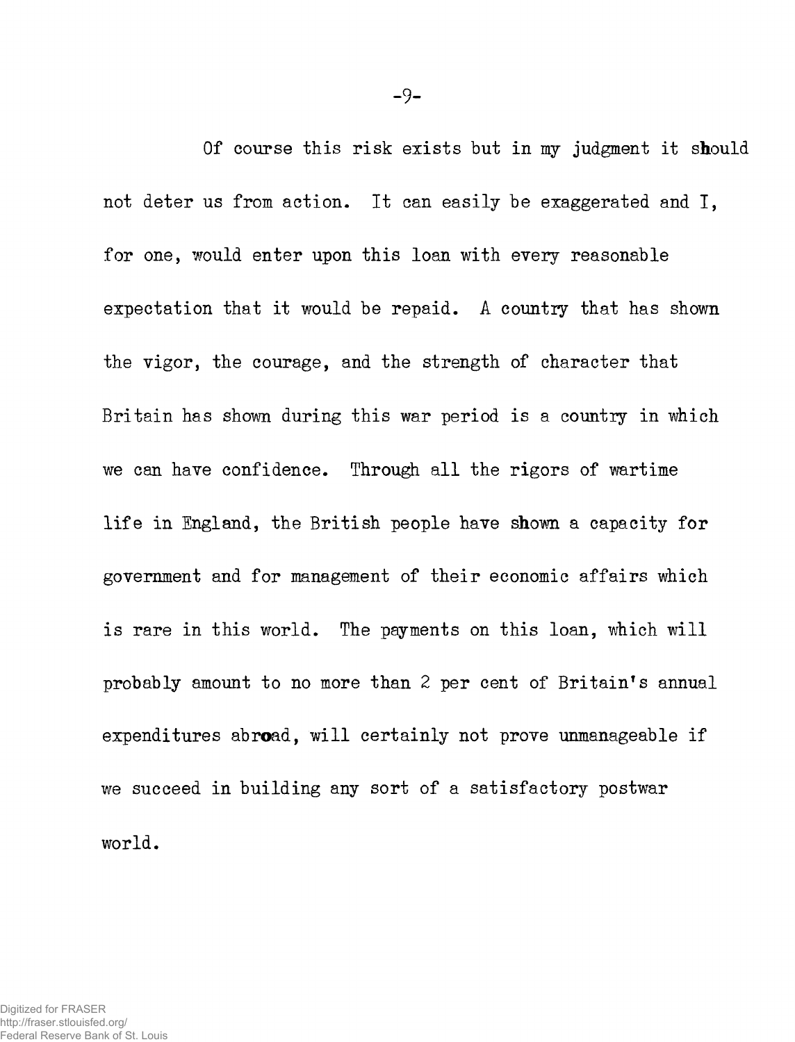Of course this risk exists but in my judgment it should not deter us from action. It can easily be exaggerated and I, for one, would enter upon this loan with every reasonable expectation that it would be repaid. A country that has shown the vigor, the courage, and the strength of character that Britain has shown during this war period is a country in which we can have confidence. Through all the rigors of wartime life in England, the British people have shown a capacity for government and for management of their economic affairs which is rare in this world. The payments on this loan, which will probably amount to no more than 2 per cent of Britain's annual expenditures abroad, will certainly not prove unmanageable if we succeed in building any sort of a satisfactory postwar world.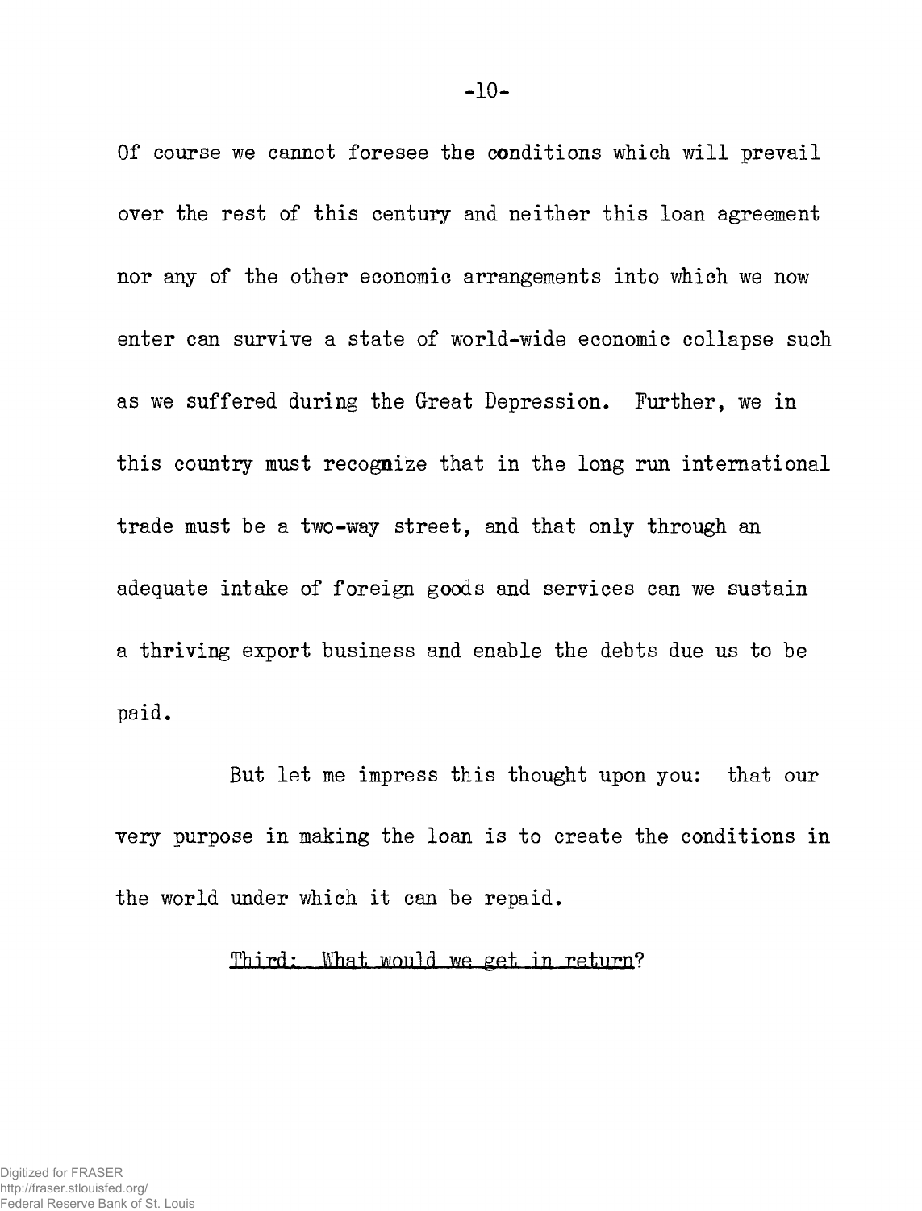Of course we cannot foresee the conditions which will prevail over the rest of this century and neither this loan agreement nor any of the other economic arrangements into which we now enter can survive a state of world-wide economic collapse such as we suffered during the Great Depression. Further, we in this country must recognize that in the long run international trade must be a two-way street, and that only through an adequate intake of foreign goods and services can we sustain a thriving export business and enable the debts due us to be paid.

But let me impress this thought upon you: that our very purpose in making the loan is to create the conditions in the world under which it can be repaid.

<u>Third: What would we get in return</u>?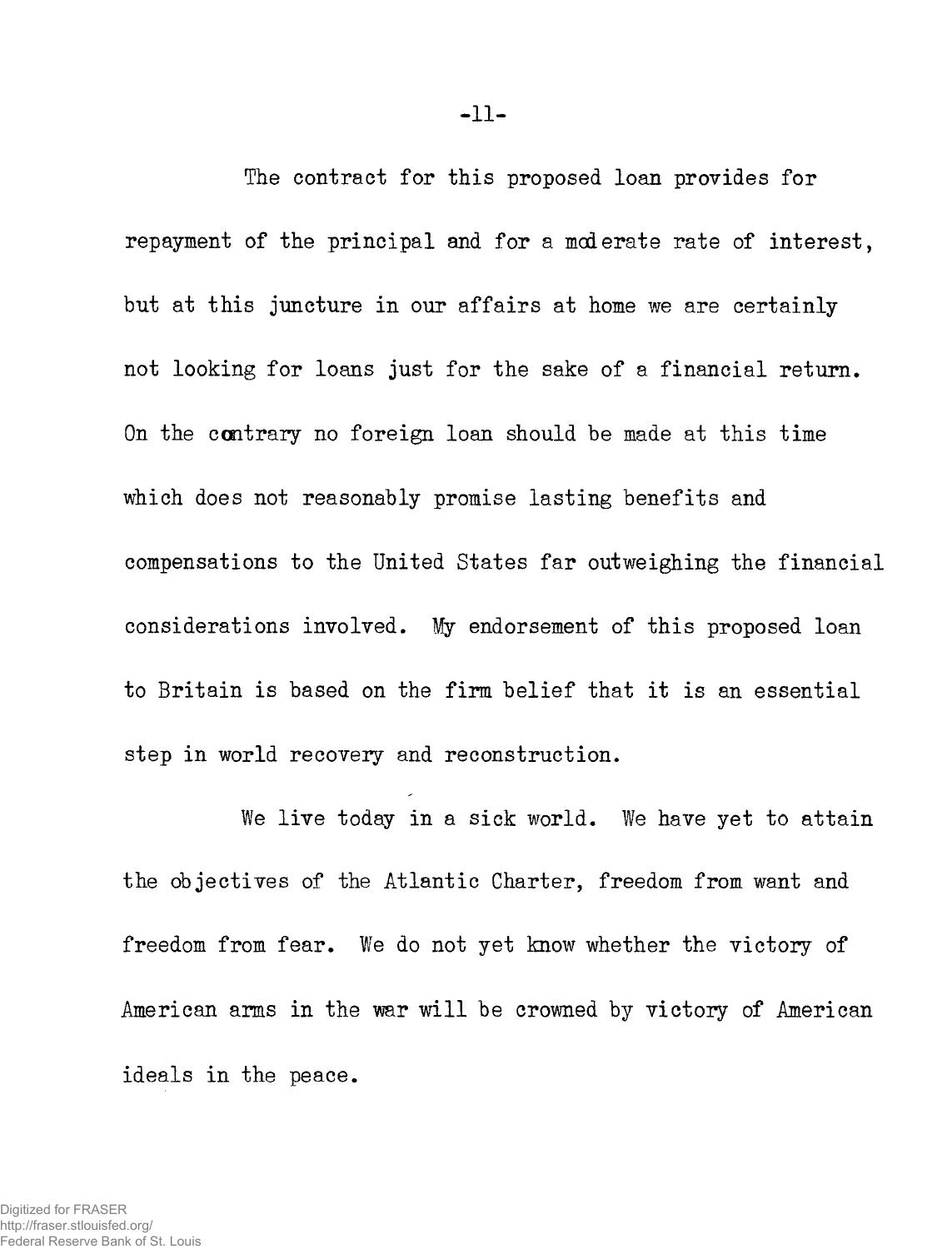The contract for this proposed loan provides for repayment of the principal and for a moderate rate of interest, but at this juncture in our affairs at home we are certainly not looking for loans just for the sake of a financial return. On the contrary no foreign loan should be made at this time which does not reasonably promise lasting benefits and compensations to the United States far outweighing the financial considerations involved. My endorsement of this proposed loan to Britain is based on the firm belief that it is an essential step in world recovery and reconstruction.

We live today in a sick world. We have yet to attain the objectives of the Atlantic Charter, freedom from want and freedom from fear. We do not yet know whether the victory of American arms in the war will be crowned by victory of American ideals in the peace.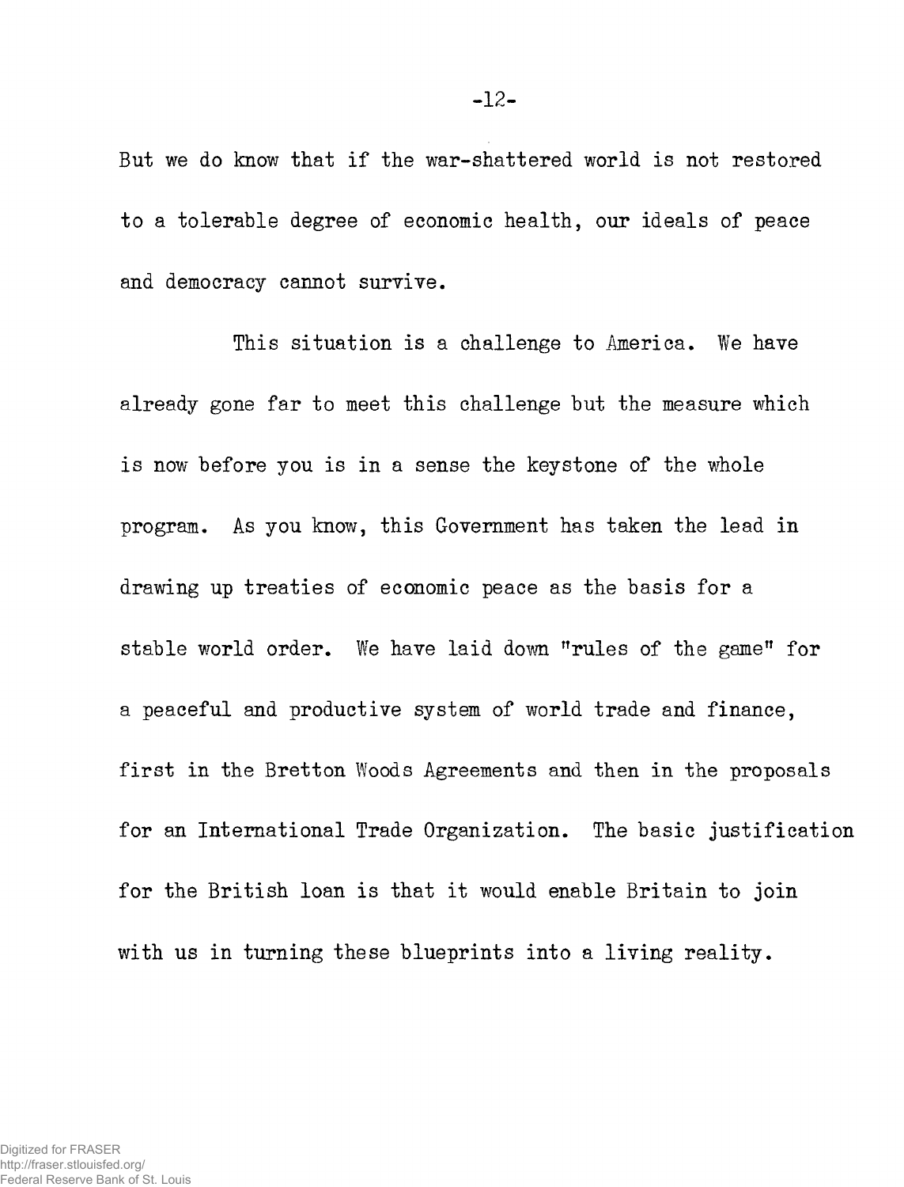But we do know that if the war-shattered world is not restored to a tolerable degree of economic health, our ideals of peace and democracy cannot survive.

This situation is a challenge to America. We have already gone far to meet this challenge but the measure which is now before you is in a sense the keystone of the whole program. As you know, this Government has taken the lead in drawing up treaties of economic peace as the basis for a stable world order. We have laid down "rules of the game" for a peaceful and productive system of world trade and finance, first in the Bretton Woods Agreements and then in the proposals for an International Trade Organization. The basic justification for the British loan is that it would enable Britain to join with us in turning these blueprints into a living reality.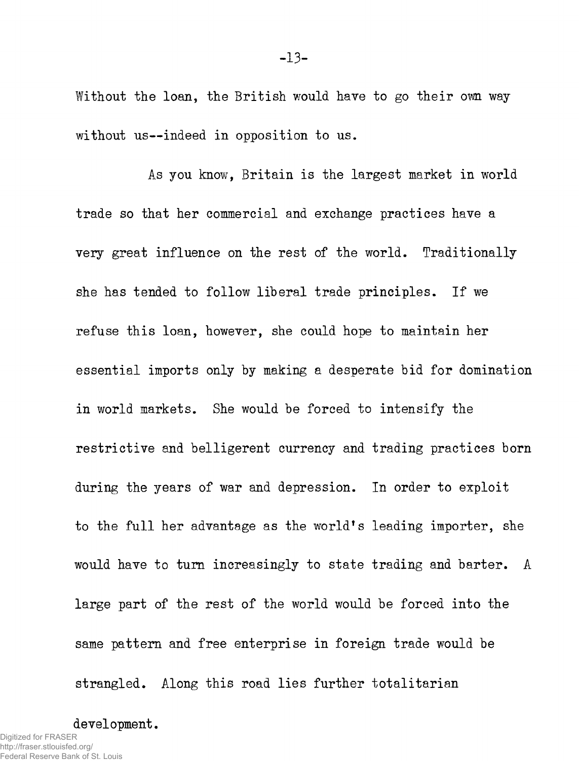Without the loan, the British would have to go their own way without us--indeed in opposition to us.

As you know, Britain is the largest market in world trade so that her commercial and exchange practices have a very great influence on the rest of the world. Traditionally she has tended to follow liberal trade principles. If we refuse this loan, however, she could hope to maintain her essential imports only by making a desperate bid for domination in world markets. She would be forced to intensify the restrictive and belligerent currency and trading practices born during the years of war and depression. In order to exploit to the full her advantage as the world's leading importer, she would have to turn increasingly to state trading and barter. A large part of the rest of the world would be forced into the same pattern and free enterprise in foreign trade would be strangled. Along this road lies further totalitarian development.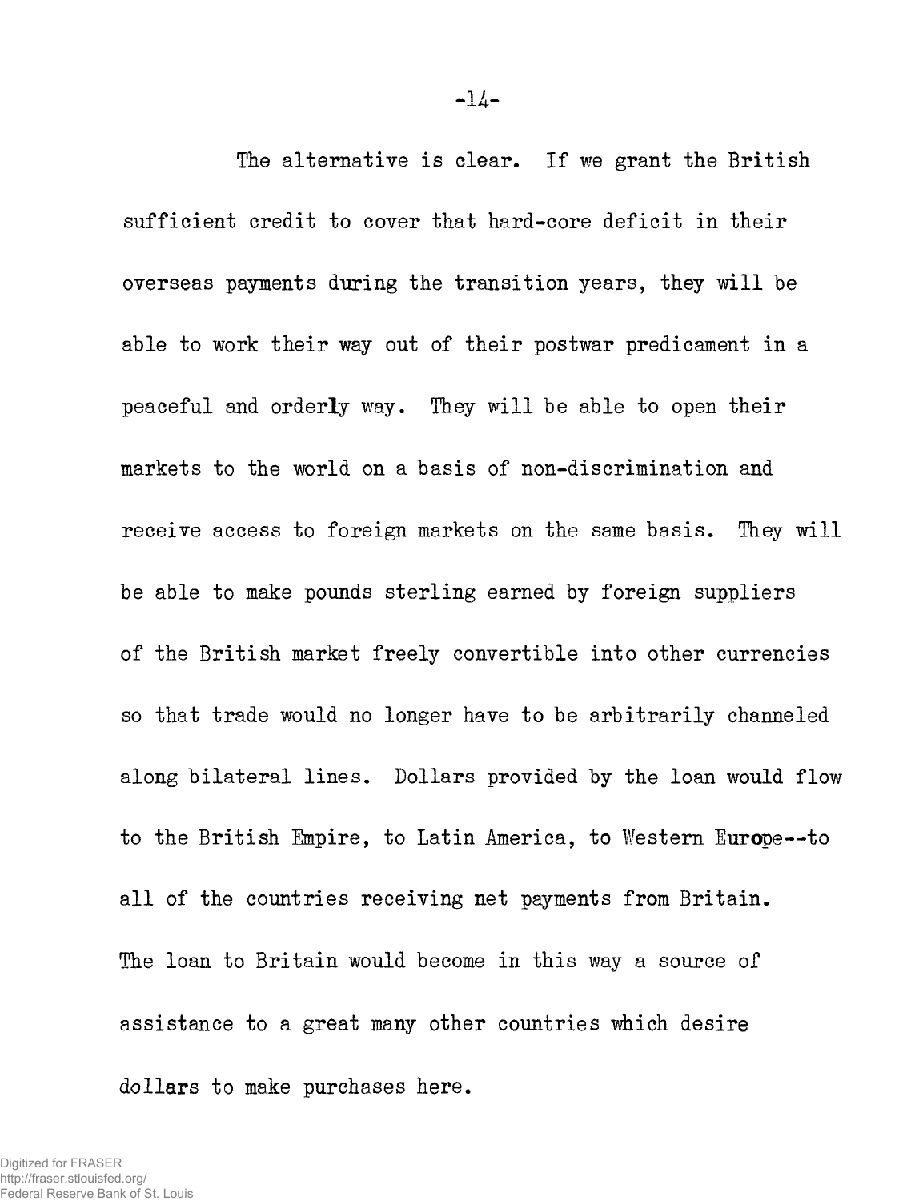The alternative is clear. If we grant the British sufficient credit to cover that hard-core deficit in their overseas payments during the transition years, they will be able to work their way out of their postwar predicament in a peaceful and orderly way. They will be able to open their markets to the world on a basis of non-discrimination and receive access to foreign markets on the same basis. They will be able to make pounds sterling earned by foreign suppliers of the British market freely convertible into other currencies so that trade would no longer have to be arbitrarily channeled along bilateral lines. Dollars provided by the loan would flow to the British Empire, to Latin America, to Western Europe--to all of the countries receiving net payments from Britain. The loan to Britain would become in this way a source of assistance to a great many other countries which desire dollars to make purchases here.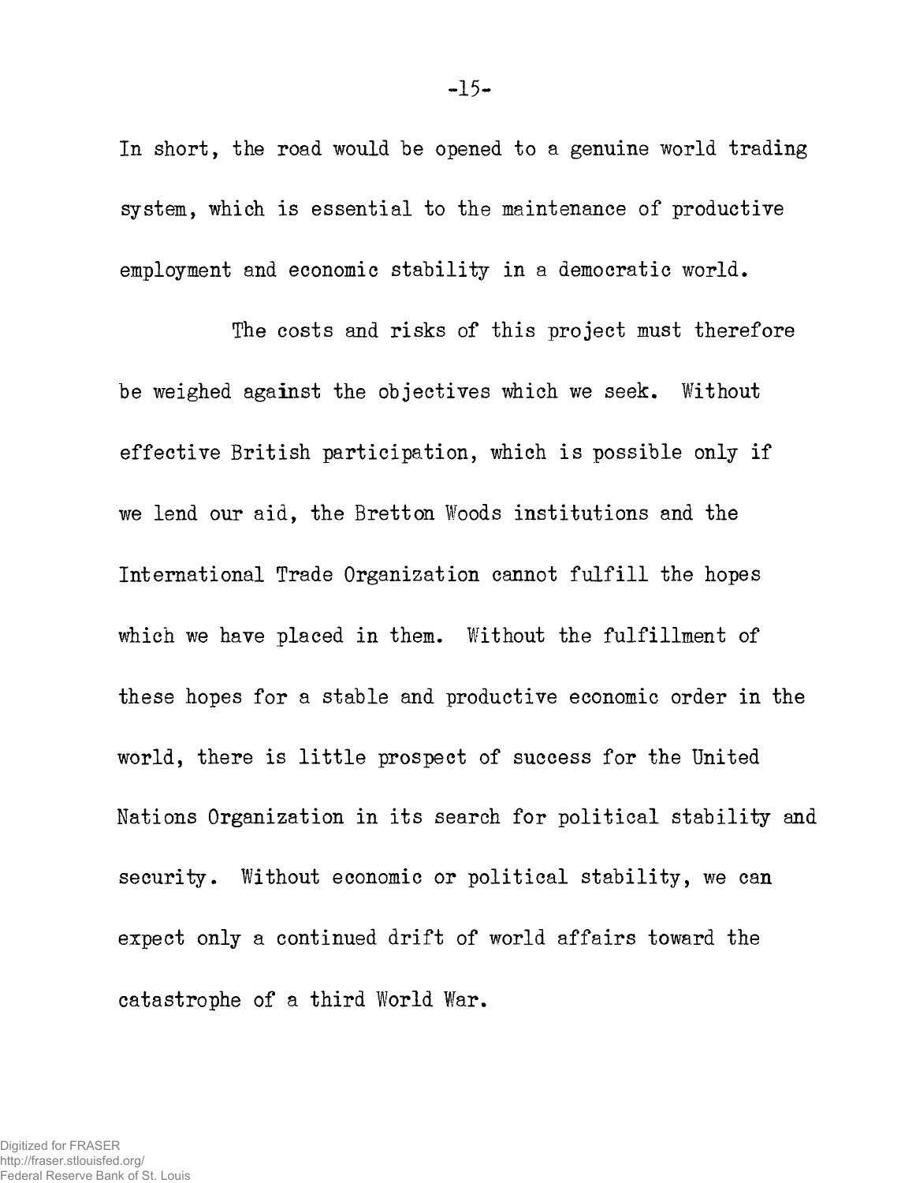In short, the road would be opened to a genuine world trading system, which is essential to the maintenance of productive employment and economic stability in a democratic world.

The costs and risks of this project must therefore be weighed against the objectives which we seek. Without effective British participation, which is possible only if we lend our aid, the Bretton Woods institutions and the International Trade Organization cannot fulfill the hopes which we have placed in them. Without the fulfillment of these hopes for a stable and productive economic order in the world, there is little prospect of success for the United Nations Organization in its search for political stability and security. Without economic or political stability, we can expect only a continued drift of world affairs toward the catastrophe of a third World War.